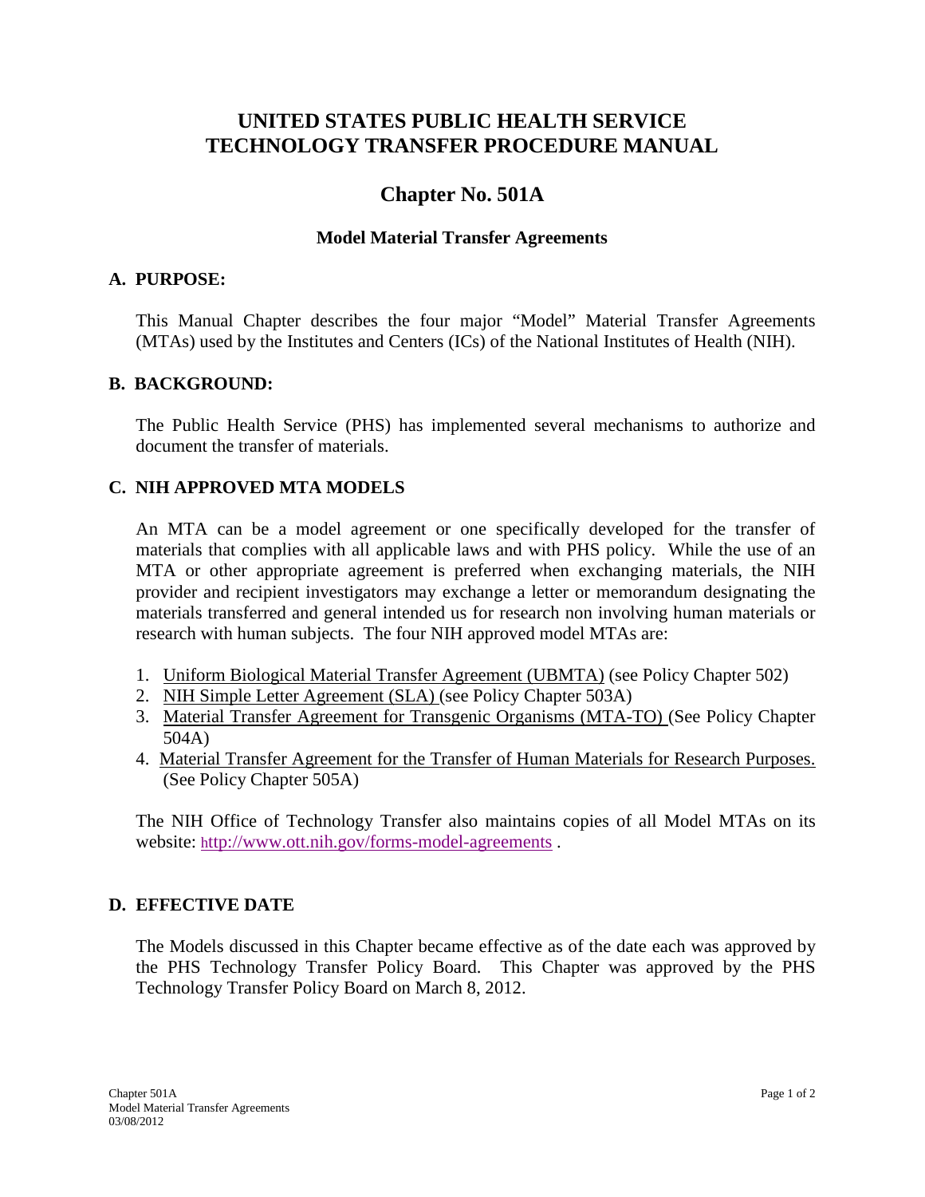# UNITED STATES PUBLIC HEALTH SERVICE TECHNOLOGY TRANSFER PROCEDURE MANUAL

## Chapter No. 501A

### Model Material Transfer Agreements

### A. PURPOSE:

This Manual Chapter describes the four major "Model" Material Transfer Agreements (MTAs) used by the Institutes and Centers (ICs) of the National Institutes of Health (NIH).

### B. BACKGROUND:

The Public Health Service (PHS) has implemented several mechanisms to authorize and document the transfer of materials.

### C. NIH APPROVED MTA MODELS

An MTA can be a model agreement or one specifically developed for the transfer of materials that complies with all applicable laws and with PHS policy. While the use of an MTA or other appropriate agreement is preferred when exchanging materials, the NIH provider and recipient investigators may exchange a letter or memorandum designating the materials transferred and general intended us for research non involving human materials or research with human subjects. The four NIH approved model MTAs are:

1. Uniform Biological Material Transfer Agreement (UBMTA) (see Policy Chapter 502)
2. NIH Simple Letter Agreement (SLA) (see Policy Chapter 503A)
3. Material Transfer Agreement for Transgenic Organisms (MTA-TO) (See Policy Chapter 504A)
4. Material Transfer Agreement for the Transfer of Human Materials for Research Purposes. (See Policy Chapter 505A)

The NIH Office of Technology Transfer also maintains copies of all Model MTAs on its website: http://www.ott.nih.gov/forms-model-agreements .

### D. EFFECTIVE DATE

The Models discussed in this Chapter became effective as of the date each was approved by the PHS Technology Transfer Policy Board. This Chapter was approved by the PHS Technology Transfer Policy Board on March 8, 2012.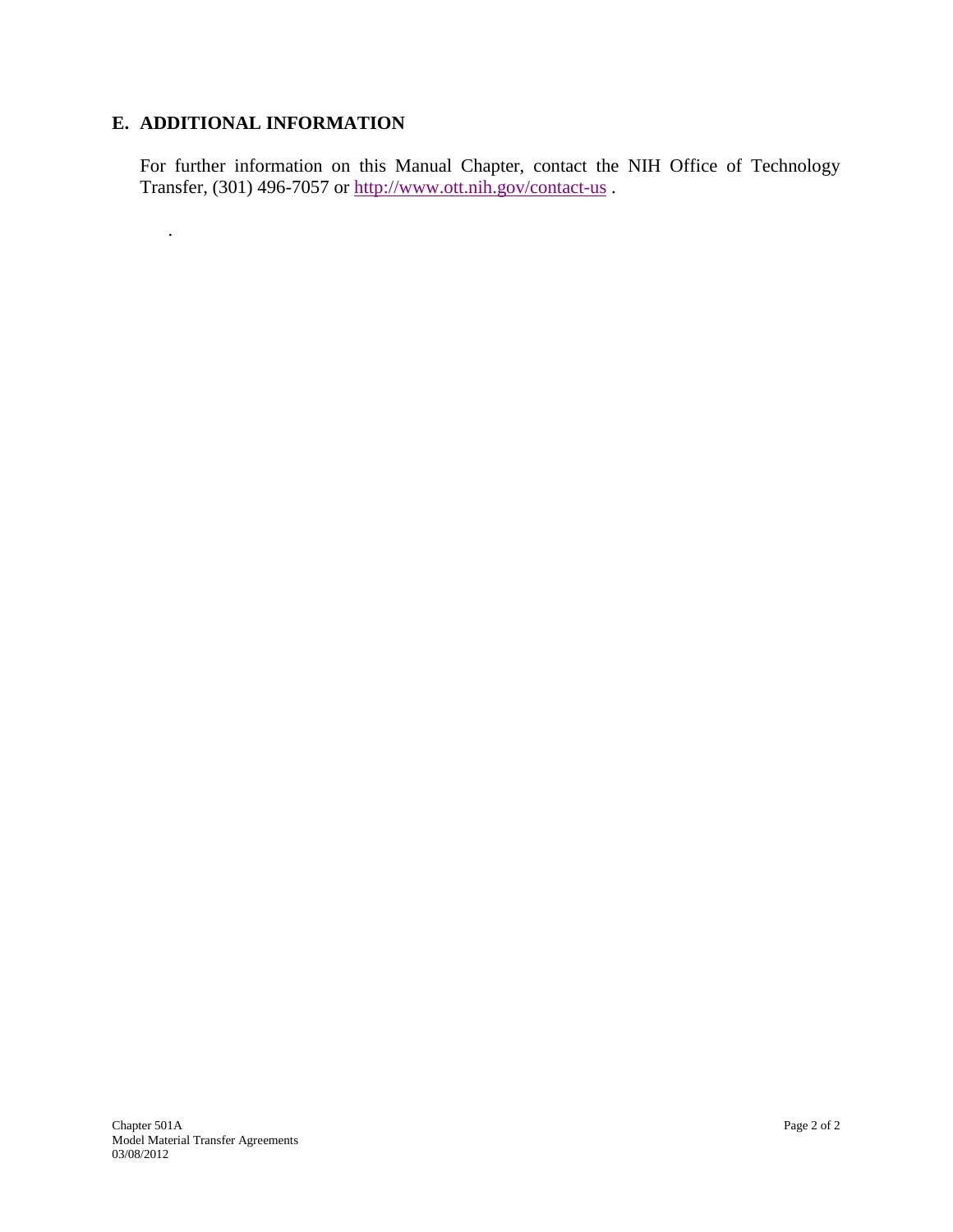## E. ADDITIONAL INFORMATION

For further information on this Manual Chapter, contact the NIH Office of Technology Transfer, (301) 496-7057 or http://www.ott.nih.gov/contact-us .

.